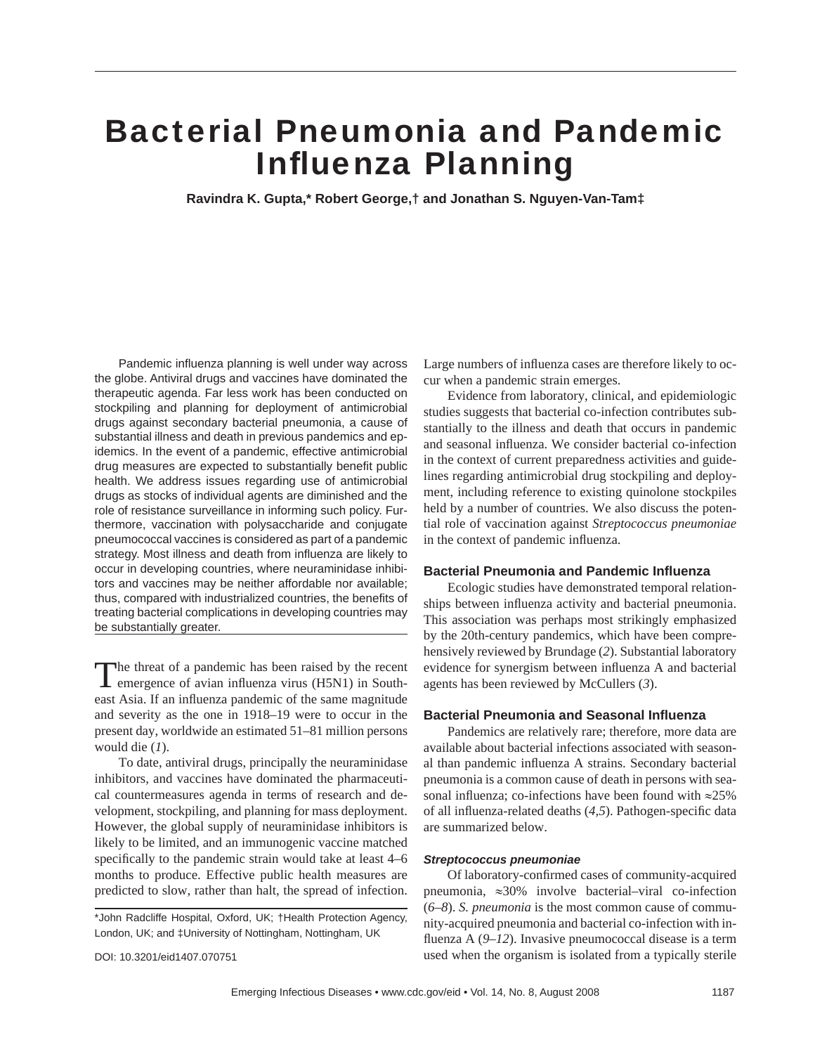# Bacterial Pneumonia and Pandemic Influenza Planning

**Ravindra K. Gupta,* Robert George,† and Jonathan S. Nguyen-Van-Tam‡**

Pandemic influenza planning is well under way across the globe. Antiviral drugs and vaccines have dominated the therapeutic agenda. Far less work has been conducted on stockpiling and planning for deployment of antimicrobial drugs against secondary bacterial pneumonia, a cause of substantial illness and death in previous pandemics and epidemics. In the event of a pandemic, effective antimicrobial drug measures are expected to substantially benefit public health. We address issues regarding use of antimicrobial drugs as stocks of individual agents are diminished and the role of resistance surveillance in informing such policy. Furthermore, vaccination with polysaccharide and conjugate pneumococcal vaccines is considered as part of a pandemic strategy. Most illness and death from influenza are likely to occur in developing countries, where neuraminidase inhibitors and vaccines may be neither affordable nor available; thus, compared with industrialized countries, the benefits of treating bacterial complications in developing countries may be substantially greater.

The threat of a pandemic has been raised by the recent emergence of avian influenza virus (H5N1) in Southeast Asia. If an influenza pandemic of the same magnitude and severity as the one in 1918–19 were to occur in the present day, worldwide an estimated 51–81 million persons would die (*1*).

To date, antiviral drugs, principally the neuraminidase inhibitors, and vaccines have dominated the pharmaceutical countermeasures agenda in terms of research and development, stockpiling, and planning for mass deployment. However, the global supply of neuraminidase inhibitors is likely to be limited, and an immunogenic vaccine matched specifically to the pandemic strain would take at least 4–6 months to produce. Effective public health measures are predicted to slow, rather than halt, the spread of infection. Large numbers of influenza cases are therefore likely to occur when a pandemic strain emerges.

Evidence from laboratory, clinical, and epidemiologic studies suggests that bacterial co-infection contributes substantially to the illness and death that occurs in pandemic and seasonal influenza. We consider bacterial co-infection in the context of current preparedness activities and guidelines regarding antimicrobial drug stockpiling and deployment, including reference to existing quinolone stockpiles held by a number of countries. We also discuss the potential role of vaccination against *Streptococcus pneumoniae* in the context of pandemic influenza.

*John Radcliffe Hospital, Oxford, UK; †Health Protection Agency, London, UK; and ‡University of Nottingham, Nottingham, UK

DOI: 10.3201/eid1407.070751

## Bacterial Pneumonia and Pandemic Influenza

Ecologic studies have demonstrated temporal relationships between influenza activity and bacterial pneumonia. This association was perhaps most strikingly emphasized by the 20th-century pandemics, which have been comprehensively reviewed by Brundage (*2*). Substantial laboratory evidence for synergism between influenza A and bacterial agents has been reviewed by McCullers (*3*).

## Bacterial Pneumonia and Seasonal Influenza

Pandemics are relatively rare; therefore, more data are available about bacterial infections associated with seasonal than pandemic influenza A strains. Secondary bacterial pneumonia is a common cause of death in persons with seasonal influenza; co-infections have been found with ≈25% of all influenza-related deaths (*4*,*5*). Pathogen-specific data are summarized below.

### *Streptococcus pneumoniae*

Of laboratory-confirmed cases of community-acquired pneumonia, ≈30% involve bacterial–viral co-infection (*6*–*8*). *S. pneumonia* is the most common cause of community-acquired pneumonia and bacterial co-infection with influenza A (*9*–*12*). Invasive pneumococcal disease is a term used when the organism is isolated from a typically sterile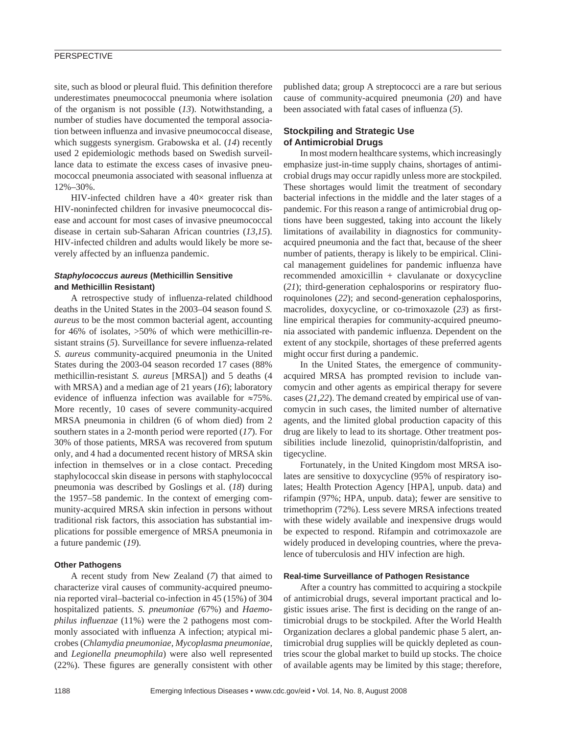site, such as blood or pleural fluid. This definition therefore underestimates pneumococcal pneumonia where isolation of the organism is not possible (*13*). Notwithstanding, a number of studies have documented the temporal association between influenza and invasive pneumococcal disease, which suggests synergism. Grabowska et al. (*14*) recently used 2 epidemiologic methods based on Swedish surveillance data to estimate the excess cases of invasive pneumococcal pneumonia associated with seasonal influenza at 12%–30%.

HIV-infected children have a 40× greater risk than HIV-noninfected children for invasive pneumococcal disease and account for most cases of invasive pneumococcal disease in certain sub-Saharan African countries (*13*,*15*). HIV-infected children and adults would likely be more severely affected by an influenza pandemic.

#### ***Staphylococcus aureus*** **(Methicillin Sensitive and Methicillin Resistant)**

A retrospective study of influenza-related childhood deaths in the United States in the 2003–04 season found *S. aureus* to be the most common bacterial agent, accounting for 46% of isolates, >50% of which were methicillin-resistant strains (*5*). Surveillance for severe influenza-related *S. aureus* community-acquired pneumonia in the United States during the 2003-04 season recorded 17 cases (88% methicillin-resistant *S. aureus* [MRSA]) and 5 deaths (4 with MRSA) and a median age of 21 years (*16*); laboratory evidence of influenza infection was available for ≈75%. More recently, 10 cases of severe community-acquired MRSA pneumonia in children (6 of whom died) from 2 southern states in a 2-month period were reported (*17*). For 30% of those patients, MRSA was recovered from sputum only, and 4 had a documented recent history of MRSA skin infection in themselves or in a close contact. Preceding staphylococcal skin disease in persons with staphylococcal pneumonia was described by Goslings et al. (*18*) during the 1957–58 pandemic. In the context of emerging community-acquired MRSA skin infection in persons without traditional risk factors, this association has substantial implications for possible emergence of MRSA pneumonia in a future pandemic (*19*).

#### **Other Pathogens**

A recent study from New Zealand (*7*) that aimed to characterize viral causes of community-acquired pneumonia reported viral–bacterial co-infection in 45 (15%) of 304 hospitalized patients. *S. pneumoniae (*67%) and *Haemophilus influenzae* (11%) were the 2 pathogens most commonly associated with influenza A infection; atypical microbes (*Chlamydia pneumoniae*, *Mycoplasma pneumoniae*, and *Legionella pneumophila*) were also well represented (22%). These figures are generally consistent with other published data; group A streptococci are a rare but serious cause of community-acquired pneumonia (*20*) and have been associated with fatal cases of influenza (*5*).

### **Stockpiling and Strategic Use of Antimicrobial Drugs**

In most modern healthcare systems, which increasingly emphasize just-in-time supply chains, shortages of antimicrobial drugs may occur rapidly unless more are stockpiled. These shortages would limit the treatment of secondary bacterial infections in the middle and the later stages of a pandemic. For this reason a range of antimicrobial drug options have been suggested, taking into account the likely limitations of availability in diagnostics for community-acquired pneumonia and the fact that, because of the sheer number of patients, therapy is likely to be empirical. Clinical management guidelines for pandemic influenza have recommended amoxicillin + clavulanate or doxycycline (*21*); third-generation cephalosporins or respiratory fluoroquinolones (*22*); and second-generation cephalosporins, macrolides, doxycycline, or co-trimoxazole (*23*) as first-line empirical therapies for community-acquired pneumonia associated with pandemic influenza. Dependent on the extent of any stockpile, shortages of these preferred agents might occur first during a pandemic.

In the United States, the emergence of community-acquired MRSA has prompted revision to include vancomycin and other agents as empirical therapy for severe cases (*21*,*22*). The demand created by empirical use of vancomycin in such cases, the limited number of alternative agents, and the limited global production capacity of this drug are likely to lead to its shortage. Other treatment possibilities include linezolid, quinopristin/dalfopristin, and tigecycline.

Fortunately, in the United Kingdom most MRSA isolates are sensitive to doxycycline (95% of respiratory isolates; Health Protection Agency [HPA], unpub. data) and rifampin (97%; HPA, unpub. data); fewer are sensitive to trimethoprim (72%). Less severe MRSA infections treated with these widely available and inexpensive drugs would be expected to respond. Rifampin and cotrimoxazole are widely produced in developing countries, where the prevalence of tuberculosis and HIV infection are high.

#### **Real-time Surveillance of Pathogen Resistance**

After a country has committed to acquiring a stockpile of antimicrobial drugs, several important practical and logistic issues arise. The first is deciding on the range of antimicrobial drugs to be stockpiled. After the World Health Organization declares a global pandemic phase 5 alert, antimicrobial drug supplies will be quickly depleted as countries scour the global market to build up stocks. The choice of available agents may be limited by this stage; therefore,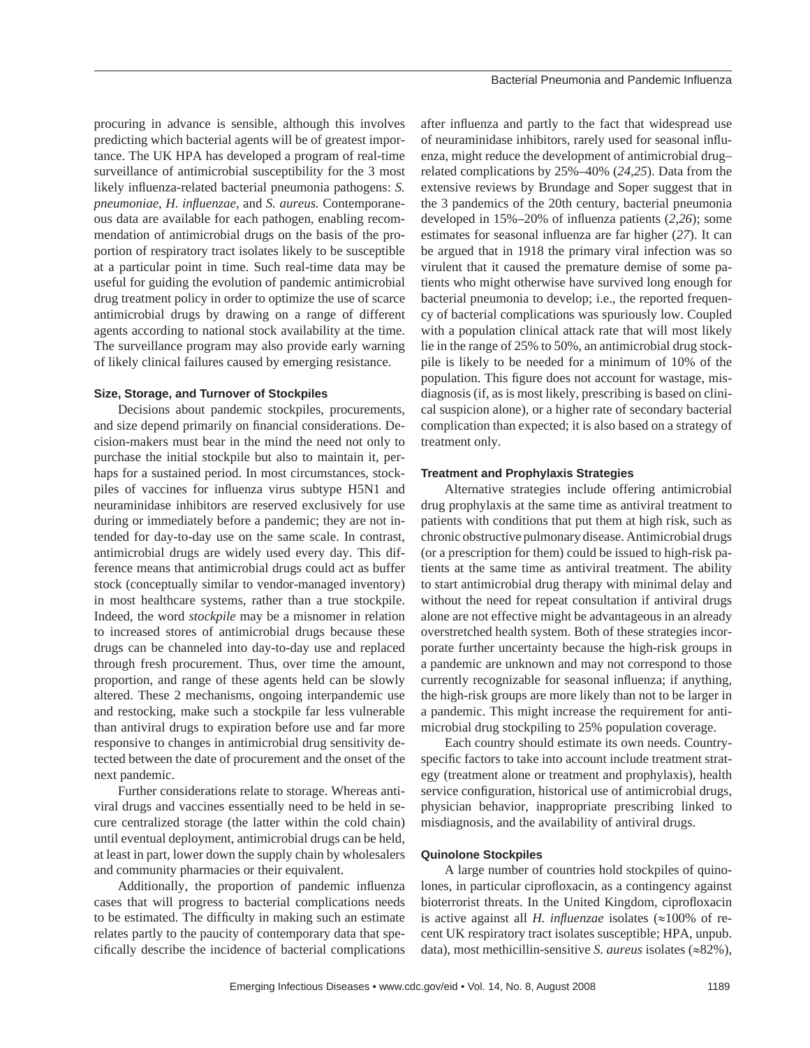procuring in advance is sensible, although this involves predicting which bacterial agents will be of greatest importance. The UK HPA has developed a program of real-time surveillance of antimicrobial susceptibility for the 3 most likely influenza-related bacterial pneumonia pathogens: *S. pneumoniae*, *H. influenzae*, and *S. aureus.* Contemporaneous data are available for each pathogen, enabling recommendation of antimicrobial drugs on the basis of the proportion of respiratory tract isolates likely to be susceptible at a particular point in time. Such real-time data may be useful for guiding the evolution of pandemic antimicrobial drug treatment policy in order to optimize the use of scarce antimicrobial drugs by drawing on a range of different agents according to national stock availability at the time. The surveillance program may also provide early warning of likely clinical failures caused by emerging resistance.

#### Size, Storage, and Turnover of Stockpiles

Decisions about pandemic stockpiles, procurements, and size depend primarily on financial considerations. Decision-makers must bear in the mind the need not only to purchase the initial stockpile but also to maintain it, perhaps for a sustained period. In most circumstances, stockpiles of vaccines for influenza virus subtype H5N1 and neuraminidase inhibitors are reserved exclusively for use during or immediately before a pandemic; they are not intended for day-to-day use on the same scale. In contrast, antimicrobial drugs are widely used every day. This difference means that antimicrobial drugs could act as buffer stock (conceptually similar to vendor-managed inventory) in most healthcare systems, rather than a true stockpile. Indeed, the word *stockpile* may be a misnomer in relation to increased stores of antimicrobial drugs because these drugs can be channeled into day-to-day use and replaced through fresh procurement. Thus, over time the amount, proportion, and range of these agents held can be slowly altered. These 2 mechanisms, ongoing interpandemic use and restocking, make such a stockpile far less vulnerable than antiviral drugs to expiration before use and far more responsive to changes in antimicrobial drug sensitivity detected between the date of procurement and the onset of the next pandemic.

Further considerations relate to storage. Whereas antiviral drugs and vaccines essentially need to be held in secure centralized storage (the latter within the cold chain) until eventual deployment, antimicrobial drugs can be held, at least in part, lower down the supply chain by wholesalers and community pharmacies or their equivalent.

Additionally, the proportion of pandemic influenza cases that will progress to bacterial complications needs to be estimated. The difficulty in making such an estimate relates partly to the paucity of contemporary data that specifically describe the incidence of bacterial complications after influenza and partly to the fact that widespread use of neuraminidase inhibitors, rarely used for seasonal influenza, might reduce the development of antimicrobial drug–related complications by 25%–40% (*24*,*25*). Data from the extensive reviews by Brundage and Soper suggest that in the 3 pandemics of the 20th century, bacterial pneumonia developed in 15%–20% of influenza patients (*2*,*26*); some estimates for seasonal influenza are far higher (*27*). It can be argued that in 1918 the primary viral infection was so virulent that it caused the premature demise of some patients who might otherwise have survived long enough for bacterial pneumonia to develop; i.e., the reported frequency of bacterial complications was spuriously low. Coupled with a population clinical attack rate that will most likely lie in the range of 25% to 50%, an antimicrobial drug stockpile is likely to be needed for a minimum of 10% of the population. This figure does not account for wastage, misdiagnosis (if, as is most likely, prescribing is based on clinical suspicion alone), or a higher rate of secondary bacterial complication than expected; it is also based on a strategy of treatment only.

#### Treatment and Prophylaxis Strategies

Alternative strategies include offering antimicrobial drug prophylaxis at the same time as antiviral treatment to patients with conditions that put them at high risk, such as chronic obstructive pulmonary disease. Antimicrobial drugs (or a prescription for them) could be issued to high-risk patients at the same time as antiviral treatment. The ability to start antimicrobial drug therapy with minimal delay and without the need for repeat consultation if antiviral drugs alone are not effective might be advantageous in an already overstretched health system. Both of these strategies incorporate further uncertainty because the high-risk groups in a pandemic are unknown and may not correspond to those currently recognizable for seasonal influenza; if anything, the high-risk groups are more likely than not to be larger in a pandemic. This might increase the requirement for antimicrobial drug stockpiling to 25% population coverage.

Each country should estimate its own needs. Country-specific factors to take into account include treatment strategy (treatment alone or treatment and prophylaxis), health service configuration, historical use of antimicrobial drugs, physician behavior, inappropriate prescribing linked to misdiagnosis, and the availability of antiviral drugs.

#### Quinolone Stockpiles

A large number of countries hold stockpiles of quinolones, in particular ciprofloxacin, as a contingency against bioterrorist threats. In the United Kingdom, ciprofloxacin is active against all *H. influenzae* isolates (≈100% of recent UK respiratory tract isolates susceptible; HPA, unpub. data), most methicillin-sensitive *S. aureus* isolates (≈82%),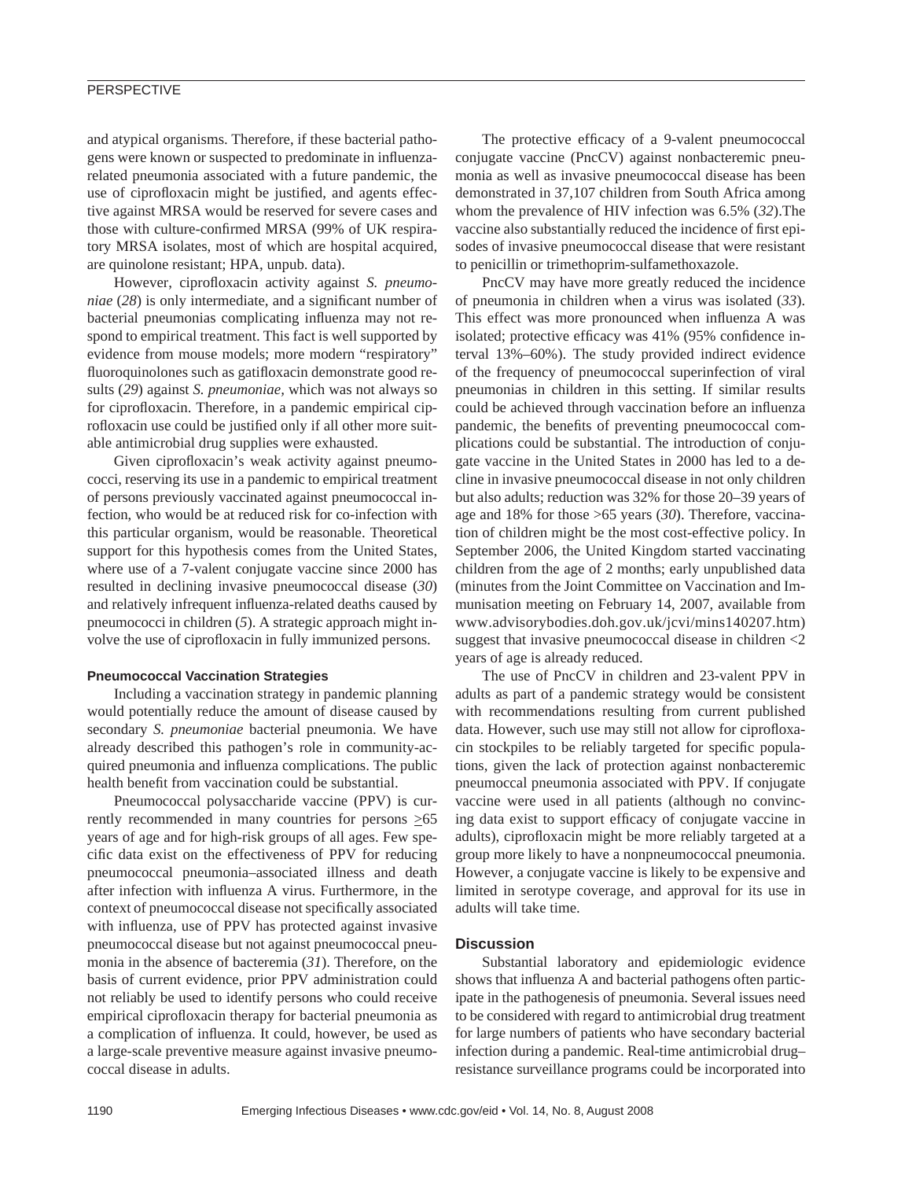and atypical organisms. Therefore, if these bacterial pathogens were known or suspected to predominate in influenza-related pneumonia associated with a future pandemic, the use of ciprofloxacin might be justified, and agents effective against MRSA would be reserved for severe cases and those with culture-confirmed MRSA (99% of UK respiratory MRSA isolates, most of which are hospital acquired, are quinolone resistant; HPA, unpub. data).

However, ciprofloxacin activity against *S. pneumoniae* (*28*) is only intermediate, and a significant number of bacterial pneumonias complicating influenza may not respond to empirical treatment. This fact is well supported by evidence from mouse models; more modern "respiratory" fluoroquinolones such as gatifloxacin demonstrate good results (*29*) against *S. pneumoniae*, which was not always so for ciprofloxacin. Therefore, in a pandemic empirical ciprofloxacin use could be justified only if all other more suitable antimicrobial drug supplies were exhausted.

Given ciprofloxacin's weak activity against pneumococci, reserving its use in a pandemic to empirical treatment of persons previously vaccinated against pneumococcal infection, who would be at reduced risk for co-infection with this particular organism, would be reasonable. Theoretical support for this hypothesis comes from the United States, where use of a 7-valent conjugate vaccine since 2000 has resulted in declining invasive pneumococcal disease (*30*) and relatively infrequent influenza-related deaths caused by pneumococci in children (*5*). A strategic approach might involve the use of ciprofloxacin in fully immunized persons.

### Pneumococcal Vaccination Strategies

Including a vaccination strategy in pandemic planning would potentially reduce the amount of disease caused by secondary *S. pneumoniae* bacterial pneumonia. We have already described this pathogen's role in community-acquired pneumonia and influenza complications. The public health benefit from vaccination could be substantial.

Pneumococcal polysaccharide vaccine (PPV) is currently recommended in many countries for persons $\geq$65 years of age and for high-risk groups of all ages. Few specific data exist on the effectiveness of PPV for reducing pneumococcal pneumonia–associated illness and death after infection with influenza A virus. Furthermore, in the context of pneumococcal disease not specifically associated with influenza, use of PPV has protected against invasive pneumococcal disease but not against pneumococcal pneumonia in the absence of bacteremia (*31*). Therefore, on the basis of current evidence, prior PPV administration could not reliably be used to identify persons who could receive empirical ciprofloxacin therapy for bacterial pneumonia as a complication of influenza. It could, however, be used as a large-scale preventive measure against invasive pneumococcal disease in adults.

The protective efficacy of a 9-valent pneumococcal conjugate vaccine (PncCV) against nonbacteremic pneumonia as well as invasive pneumococcal disease has been demonstrated in 37,107 children from South Africa among whom the prevalence of HIV infection was 6.5% (*32*).The vaccine also substantially reduced the incidence of first episodes of invasive pneumococcal disease that were resistant to penicillin or trimethoprim-sulfamethoxazole.

PncCV may have more greatly reduced the incidence of pneumonia in children when a virus was isolated (*33*). This effect was more pronounced when influenza A was isolated; protective efficacy was 41% (95% confidence interval 13%–60%). The study provided indirect evidence of the frequency of pneumococcal superinfection of viral pneumonias in children in this setting. If similar results could be achieved through vaccination before an influenza pandemic, the benefits of preventing pneumococcal complications could be substantial. The introduction of conjugate vaccine in the United States in 2000 has led to a decline in invasive pneumococcal disease in not only children but also adults; reduction was 32% for those 20–39 years of age and 18% for those >65 years (*30*). Therefore, vaccination of children might be the most cost-effective policy. In September 2006, the United Kingdom started vaccinating children from the age of 2 months; early unpublished data (minutes from the Joint Committee on Vaccination and Immunisation meeting on February 14, 2007, available from www.advisorybodies.doh.gov.uk/jcvi/mins140207.htm) suggest that invasive pneumococcal disease in children <2 years of age is already reduced.

The use of PncCV in children and 23-valent PPV in adults as part of a pandemic strategy would be consistent with recommendations resulting from current published data. However, such use may still not allow for ciprofloxacin stockpiles to be reliably targeted for specific populations, given the lack of protection against nonbacteremic pneumoccal pneumonia associated with PPV. If conjugate vaccine were used in all patients (although no convincing data exist to support efficacy of conjugate vaccine in adults), ciprofloxacin might be more reliably targeted at a group more likely to have a nonpneumococcal pneumonia. However, a conjugate vaccine is likely to be expensive and limited in serotype coverage, and approval for its use in adults will take time.

## Discussion

Substantial laboratory and epidemiologic evidence shows that influenza A and bacterial pathogens often participate in the pathogenesis of pneumonia. Several issues need to be considered with regard to antimicrobial drug treatment for large numbers of patients who have secondary bacterial infection during a pandemic. Real-time antimicrobial drug–resistance surveillance programs could be incorporated into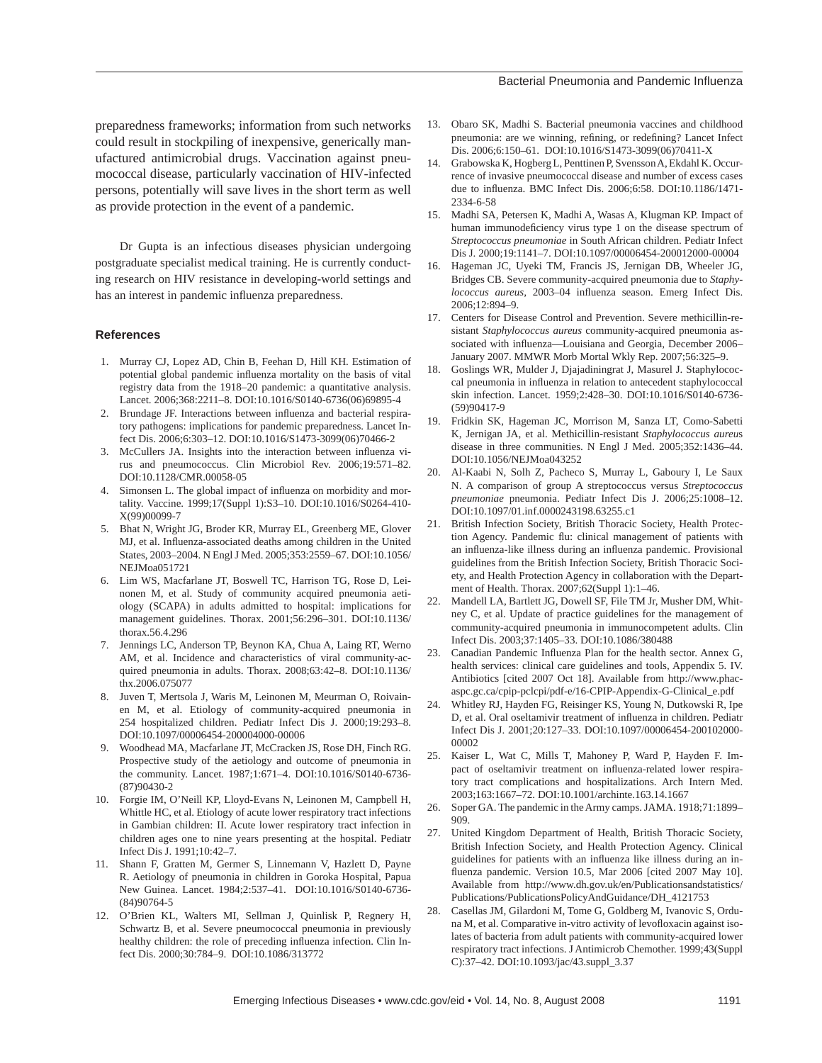preparedness frameworks; information from such networks could result in stockpiling of inexpensive, generically manufactured antimicrobial drugs. Vaccination against pneumococcal disease, particularly vaccination of HIV-infected persons, potentially will save lives in the short term as well as provide protection in the event of a pandemic.

Dr Gupta is an infectious diseases physician undergoing postgraduate specialist medical training. He is currently conducting research on HIV resistance in developing-world settings and has an interest in pandemic influenza preparedness.

### References

1. Murray CJ, Lopez AD, Chin B, Feehan D, Hill KH. Estimation of potential global pandemic influenza mortality on the basis of vital registry data from the 1918–20 pandemic: a quantitative analysis. Lancet. 2006;368:2211–8. DOI:10.1016/S0140-6736(06)69895-4
2. Brundage JF. Interactions between influenza and bacterial respiratory pathogens: implications for pandemic preparedness. Lancet Infect Dis. 2006;6:303–12. DOI:10.1016/S1473-3099(06)70466-2
3. McCullers JA. Insights into the interaction between influenza virus and pneumococcus. Clin Microbiol Rev. 2006;19:571–82. DOI:10.1128/CMR.00058-05
4. Simonsen L. The global impact of influenza on morbidity and mortality. Vaccine. 1999;17(Suppl 1):S3–10. DOI:10.1016/S0264-410-X(99)00099-7
5. Bhat N, Wright JG, Broder KR, Murray EL, Greenberg ME, Glover MJ, et al. Influenza-associated deaths among children in the United States, 2003–2004. N Engl J Med. 2005;353:2559–67. DOI:10.1056/NEJMoa051721
6. Lim WS, Macfarlane JT, Boswell TC, Harrison TG, Rose D, Leinonen M, et al. Study of community acquired pneumonia aetiology (SCAPA) in adults admitted to hospital: implications for management guidelines. Thorax. 2001;56:296–301. DOI:10.1136/thorax.56.4.296
7. Jennings LC, Anderson TP, Beynon KA, Chua A, Laing RT, Werno AM, et al. Incidence and characteristics of viral community-acquired pneumonia in adults. Thorax. 2008;63:42–8. DOI:10.1136/thx.2006.075077
8. Juven T, Mertsola J, Waris M, Leinonen M, Meurman O, Roivainen M, et al. Etiology of community-acquired pneumonia in 254 hospitalized children. Pediatr Infect Dis J. 2000;19:293–8. DOI:10.1097/00006454-200004000-00006
9. Woodhead MA, Macfarlane JT, McCracken JS, Rose DH, Finch RG. Prospective study of the aetiology and outcome of pneumonia in the community. Lancet. 1987;1:671–4. DOI:10.1016/S0140-6736-(87)90430-2
10. Forgie IM, O'Neill KP, Lloyd-Evans N, Leinonen M, Campbell H, Whittle HC, et al. Etiology of acute lower respiratory tract infections in Gambian children: II. Acute lower respiratory tract infection in children ages one to nine years presenting at the hospital. Pediatr Infect Dis J. 1991;10:42–7.
11. Shann F, Gratten M, Germer S, Linnemann V, Hazlett D, Payne R. Aetiology of pneumonia in children in Goroka Hospital, Papua New Guinea. Lancet. 1984;2:537–41. DOI:10.1016/S0140-6736-(84)90764-5
12. O'Brien KL, Walters MI, Sellman J, Quinlisk P, Regnery H, Schwartz B, et al. Severe pneumococcal pneumonia in previously healthy children: the role of preceding influenza infection. Clin Infect Dis. 2000;30:784–9. DOI:10.1086/313772
13. Obaro SK, Madhi S. Bacterial pneumonia vaccines and childhood pneumonia: are we winning, refining, or redefining? Lancet Infect Dis. 2006;6:150–61. DOI:10.1016/S1473-3099(06)70411-X
14. Grabowska K, Hogberg L, Penttinen P, Svensson A, Ekdahl K. Occurrence of invasive pneumococcal disease and number of excess cases due to influenza. BMC Infect Dis. 2006;6:58. DOI:10.1186/1471-2334-6-58
15. Madhi SA, Petersen K, Madhi A, Wasas A, Klugman KP. Impact of human immunodeficiency virus type 1 on the disease spectrum of *Streptococcus pneumoniae* in South African children. Pediatr Infect Dis J. 2000;19:1141–7. DOI:10.1097/00006454-200012000-00004
16. Hageman JC, Uyeki TM, Francis JS, Jernigan DB, Wheeler JG, Bridges CB. Severe community-acquired pneumonia due to *Staphylococcus aureus*, 2003–04 influenza season. Emerg Infect Dis. 2006;12:894–9.
17. Centers for Disease Control and Prevention. Severe methicillin-resistant *Staphylococcus aureus* community-acquired pneumonia associated with influenza—Louisiana and Georgia, December 2006–January 2007. MMWR Morb Mortal Wkly Rep. 2007;56:325–9.
18. Goslings WR, Mulder J, Djajadiningrat J, Masurel J. Staphylococcal pneumonia in influenza in relation to antecedent staphylococcal skin infection. Lancet. 1959;2:428–30. DOI:10.1016/S0140-6736-(59)90417-9
19. Fridkin SK, Hageman JC, Morrison M, Sanza LT, Como-Sabetti K, Jernigan JA, et al. Methicillin-resistant *Staphylococcus aureus* disease in three communities. N Engl J Med. 2005;352:1436–44. DOI:10.1056/NEJMoa043252
20. Al-Kaabi N, Solh Z, Pacheco S, Murray L, Gaboury I, Le Saux N. A comparison of group A streptococcus versus *Streptococcus pneumoniae* pneumonia. Pediatr Infect Dis J. 2006;25:1008–12. DOI:10.1097/01.inf.0000243198.63255.c1
21. British Infection Society, British Thoracic Society, Health Protection Agency. Pandemic flu: clinical management of patients with an influenza-like illness during an influenza pandemic. Provisional guidelines from the British Infection Society, British Thoracic Society, and Health Protection Agency in collaboration with the Department of Health. Thorax. 2007;62(Suppl 1):1–46.
22. Mandell LA, Bartlett JG, Dowell SF, File TM Jr, Musher DM, Whitney C, et al. Update of practice guidelines for the management of community-acquired pneumonia in immunocompetent adults. Clin Infect Dis. 2003;37:1405–33. DOI:10.1086/380488
23. Canadian Pandemic Influenza Plan for the health sector. Annex G, health services: clinical care guidelines and tools, Appendix 5. IV. Antibiotics [cited 2007 Oct 18]. Available from http://www.phac-aspc.gc.ca/cpip-pclcpi/pdf-e/16-CPIP-Appendix-G-Clinical_e.pdf
24. Whitley RJ, Hayden FG, Reisinger KS, Young N, Dutkowski R, Ipe D, et al. Oral oseltamivir treatment of influenza in children. Pediatr Infect Dis J. 2001;20:127–33. DOI:10.1097/00006454-200102000-00002
25. Kaiser L, Wat C, Mills T, Mahoney P, Ward P, Hayden F. Impact of oseltamivir treatment on influenza-related lower respiratory tract complications and hospitalizations. Arch Intern Med. 2003;163:1667–72. DOI:10.1001/archinte.163.14.1667
26. Soper GA. The pandemic in the Army camps. JAMA. 1918;71:1899–909.
27. United Kingdom Department of Health, British Thoracic Society, British Infection Society, and Health Protection Agency. Clinical guidelines for patients with an influenza like illness during an influenza pandemic. Version 10.5, Mar 2006 [cited 2007 May 10]. Available from http://www.dh.gov.uk/en/Publicationsandstatistics/Publications/PublicationsPolicyAndGuidance/DH_4121753
28. Casellas JM, Gilardoni M, Tome G, Goldberg M, Ivanovic S, Orduna M, et al. Comparative in-vitro activity of levofloxacin against isolates of bacteria from adult patients with community-acquired lower respiratory tract infections. J Antimicrob Chemother. 1999;43(Suppl C):37–42. DOI:10.1093/jac/43.suppl_3.37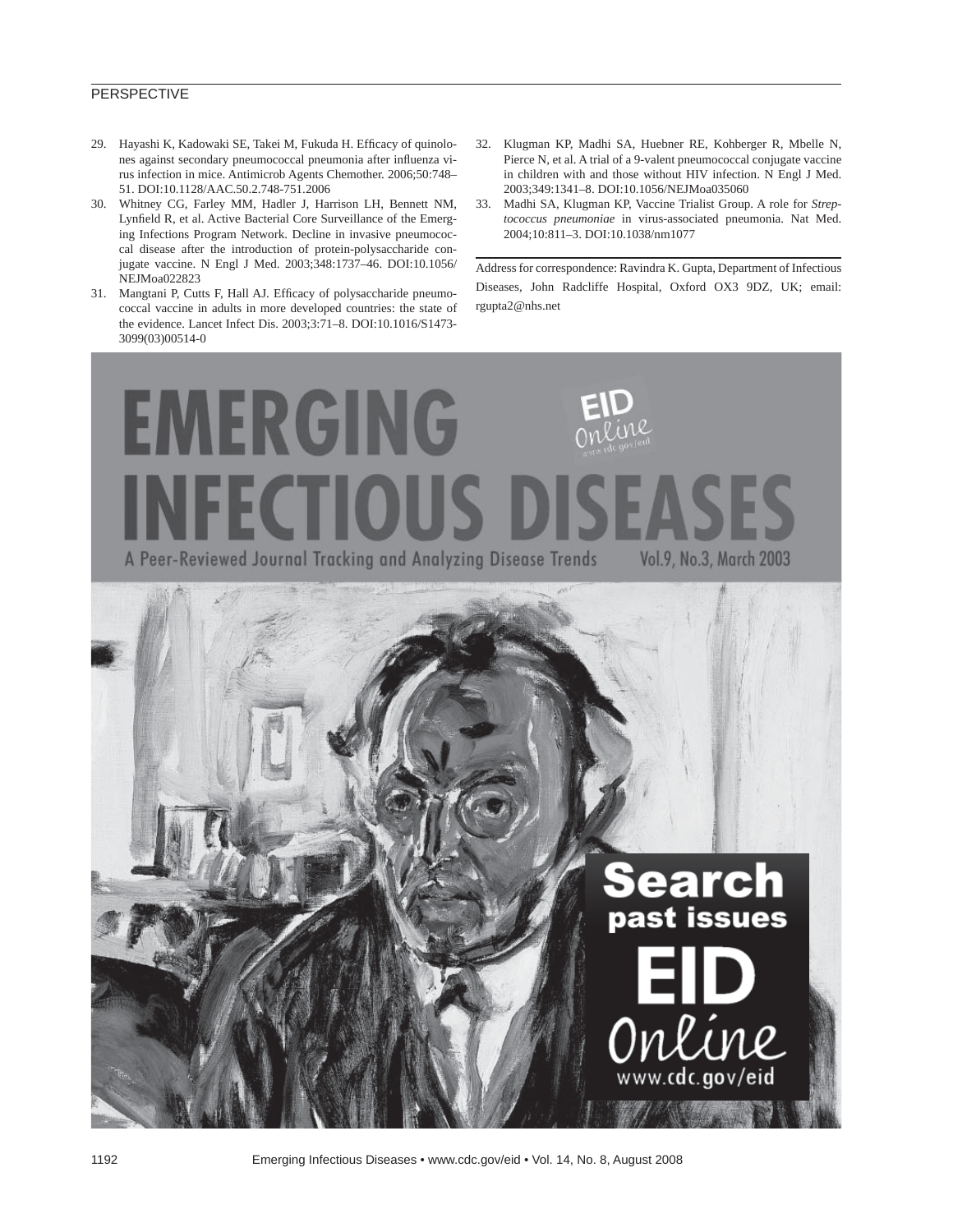29. Hayashi K, Kadowaki SE, Takei M, Fukuda H. Efficacy of quinolones against secondary pneumococcal pneumonia after influenza virus infection in mice. Antimicrob Agents Chemother. 2006;50:748–51. DOI:10.1128/AAC.50.2.748-751.2006
30. Whitney CG, Farley MM, Hadler J, Harrison LH, Bennett NM, Lynfield R, et al. Active Bacterial Core Surveillance of the Emerging Infections Program Network. Decline in invasive pneumococcal disease after the introduction of protein-polysaccharide conjugate vaccine. N Engl J Med. 2003;348:1737–46. DOI:10.1056/NEJMoa022823
31. Mangtani P, Cutts F, Hall AJ. Efficacy of polysaccharide pneumococcal vaccine in adults in more developed countries: the state of the evidence. Lancet Infect Dis. 2003;3:71–8. DOI:10.1016/S1473-3099(03)00514-0
32. Klugman KP, Madhi SA, Huebner RE, Kohberger R, Mbelle N, Pierce N, et al. A trial of a 9-valent pneumococcal conjugate vaccine in children with and those without HIV infection. N Engl J Med. 2003;349:1341–8. DOI:10.1056/NEJMoa035060
33. Madhi SA, Klugman KP, Vaccine Trialist Group. A role for *Streptococcus pneumoniae* in virus-associated pneumonia. Nat Med. 2004;10:811–3. DOI:10.1038/nm1077

Address for correspondence: Ravindra K. Gupta, Department of Infectious Diseases, John Radcliffe Hospital, Oxford OX3 9DZ, UK; email: rgupta2@nhs.net

EMERGING INFECTIOUS DISEASES

A Peer-Reviewed Journal Tracking and Analyzing Disease Trends Vol.9, No.3, March 2003

Search past issues

EID Online

www.cdc.gov/eid